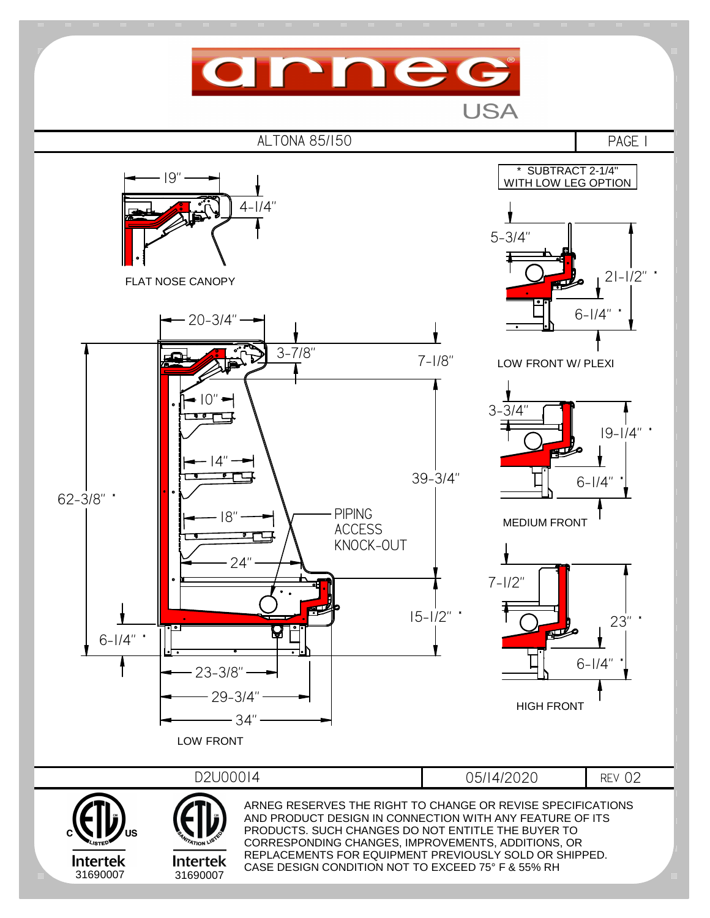arneg®

USA

| ALTONA 85/150 | PAGE 1 |
|---|---|

\* SUBTRACT 2-1/4" WITH LOW LEG OPTION

19"

4-1/4"

FLAT NOSE CANOPY

20-3/4"

3-7/8"

7-1/8"

10"

14"

18"

24"

39-3/4"

62-3/8" *

PIPING ACCESS KNOCK-OUT

15-1/2" *

6-1/4" *

23-3/8"

29-3/4"

34"

LOW FRONT

5-3/4"

21-1/2" *

6-1/4" *

LOW FRONT W/ PLEXI

3-3/4"

19-1/4" *

6-1/4" *

MEDIUM FRONT

7-1/2"

23" *

6-1/4" *

HIGH FRONT

| D2U00014 | 05/14/2020 | REV 02 |
|---|---|---|

Intertek 31690007

Intertek 31690007

ARNEG RESERVES THE RIGHT TO CHANGE OR REVISE SPECIFICATIONS AND PRODUCT DESIGN IN CONNECTION WITH ANY FEATURE OF ITS PRODUCTS. SUCH CHANGES DO NOT ENTITLE THE BUYER TO CORRESPONDING CHANGES, IMPROVEMENTS, ADDITIONS, OR REPLACEMENTS FOR EQUIPMENT PREVIOUSLY SOLD OR SHIPPED. CASE DESIGN CONDITION NOT TO EXCEED 75° F & 55% RH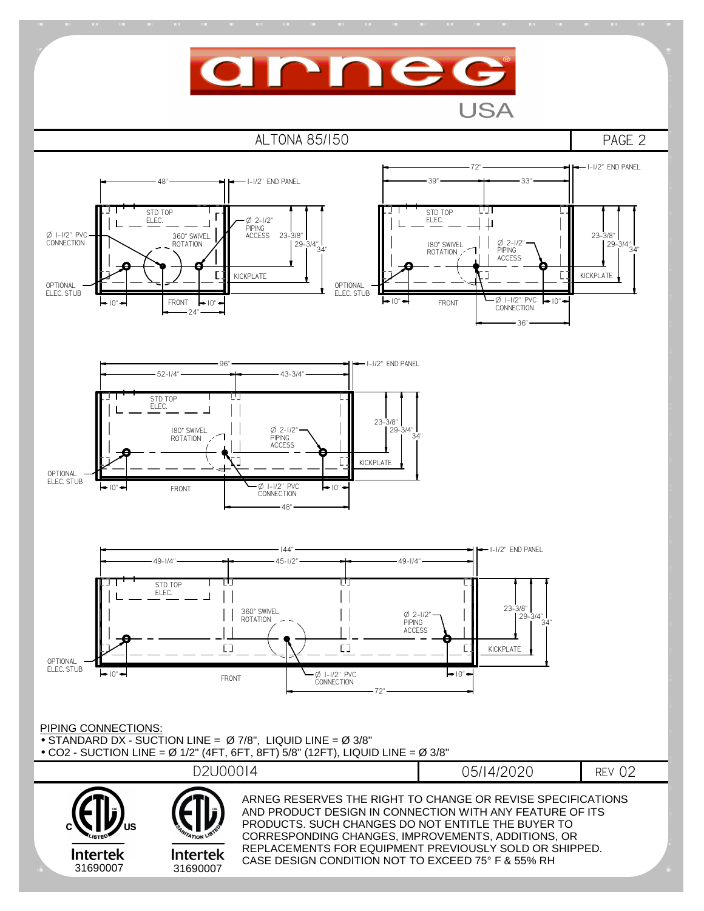# ALTONA 85/150

PAGE 2

48" — 1-1/2" END PANEL

STD TOP ELEC.

Ø 1-1/2" PVC CONNECTION

360° SWIVEL ROTATION

Ø 2-1/2" PIPING ACCESS

23-3/8" 29-3/4" 34"

KICKPLATE

OPTIONAL ELEC. STUB

10" FRONT 10" 24"

72" — 39" — 33" — 1-1/2" END PANEL

STD TOP ELEC.

180° SWIVEL ROTATION

Ø 2-1/2" PIPING ACCESS

23-3/8" 29-3/4" 34"

KICKPLATE

OPTIONAL ELEC. STUB

10" FRONT Ø 1-1/2" PVC CONNECTION 10" 36"

96" — 52-1/4" — 43-3/4" — 1-1/2" END PANEL

STD TOP ELEC.

180° SWIVEL ROTATION

Ø 2-1/2" PIPING ACCESS

23-3/8" 29-3/4" 34"

KICKPLATE

OPTIONAL ELEC. STUB

10" FRONT Ø 1-1/2" PVC CONNECTION 10" 48"

144" — 49-1/4" — 45-1/2" — 49-1/4" — 1-1/2" END PANEL

STD TOP ELEC.

360° SWIVEL ROTATION

Ø 2-1/2" PIPING ACCESS

23-3/8" 29-3/4" 34"

KICKPLATE

OPTIONAL ELEC. STUB

10" FRONT Ø 1-1/2" PVC CONNECTION 10" 72"

PIPING CONNECTIONS:

- STANDARD DX - SUCTION LINE = Ø 7/8", LIQUID LINE = Ø 3/8"
- CO2 - SUCTION LINE = Ø 1/2" (4FT, 6FT, 8FT) 5/8" (12FT), LIQUID LINE = Ø 3/8"

| D2U00014 | 05/14/2020 | REV 02 |
|---|---|---|

Intertek 31690007

Intertek 31690007

ARNEG RESERVES THE RIGHT TO CHANGE OR REVISE SPECIFICATIONS AND PRODUCT DESIGN IN CONNECTION WITH ANY FEATURE OF ITS PRODUCTS. SUCH CHANGES DO NOT ENTITLE THE BUYER TO CORRESPONDING CHANGES, IMPROVEMENTS, ADDITIONS, OR REPLACEMENTS FOR EQUIPMENT PREVIOUSLY SOLD OR SHIPPED. CASE DESIGN CONDITION NOT TO EXCEED 75° F & 55% RH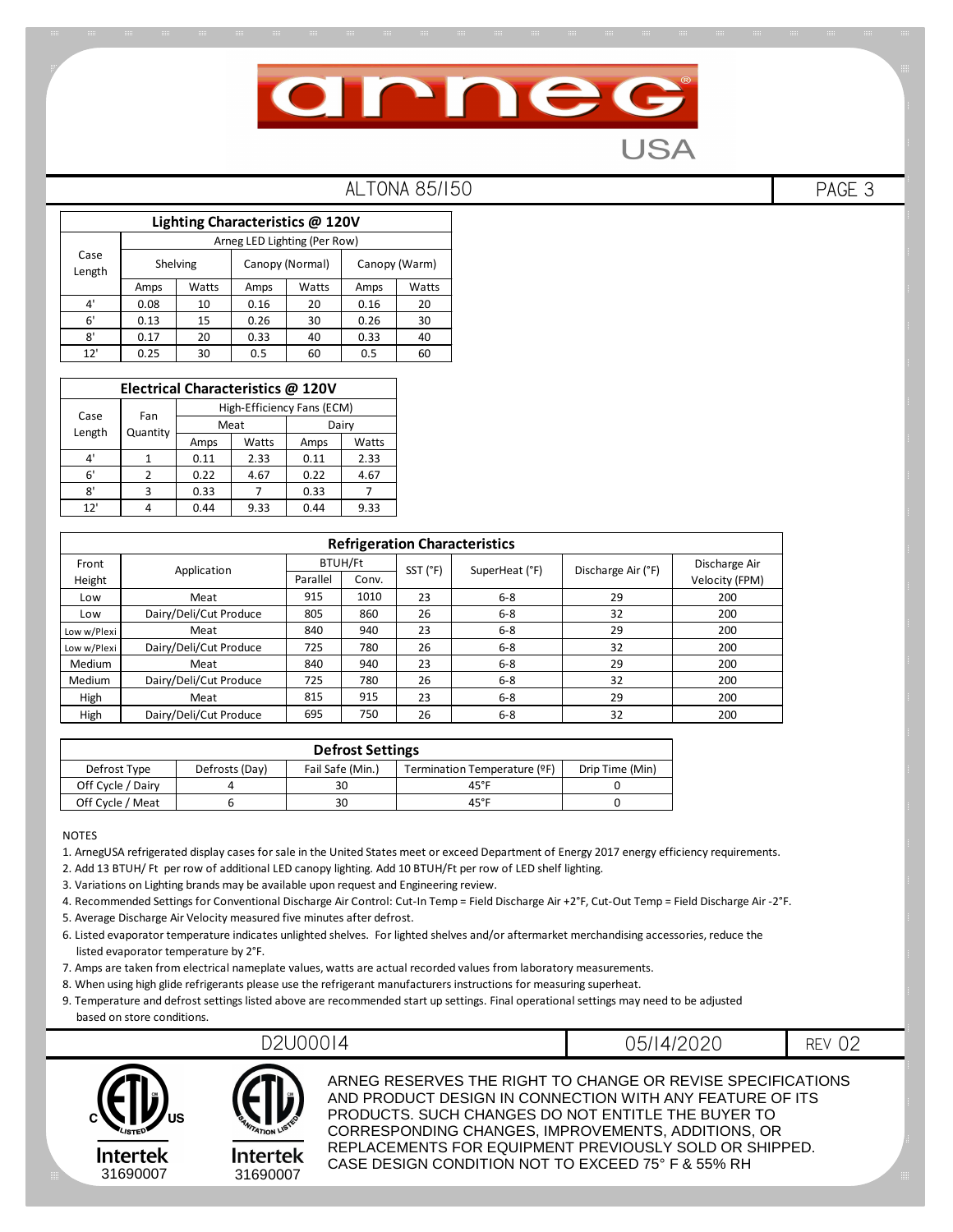# ALTONA 85/150

| Lighting Characteristics @ 120V | | | | | | |
|---|---|---|---|---|---|---|
| Case Length | Arneg LED Lighting (Per Row) | | | | | |
| | Shelving | | Canopy (Normal) | | Canopy (Warm) | |
| | Amps | Watts | Amps | Watts | Amps | Watts |
| 4' | 0.08 | 10 | 0.16 | 20 | 0.16 | 20 |
| 6' | 0.13 | 15 | 0.26 | 30 | 0.26 | 30 |
| 8' | 0.17 | 20 | 0.33 | 40 | 0.33 | 40 |
| 12' | 0.25 | 30 | 0.5 | 60 | 0.5 | 60 |

| Electrical Characteristics @ 120V | | | | | |
|---|---|---|---|---|---|
| Case Length | Fan Quantity | High-Efficiency Fans (ECM) | | | |
| | | Meat | | Dairy | |
| | | Amps | Watts | Amps | Watts |
| 4' | 1 | 0.11 | 2.33 | 0.11 | 2.33 |
| 6' | 2 | 0.22 | 4.67 | 0.22 | 4.67 |
| 8' | 3 | 0.33 | 7 | 0.33 | 7 |
| 12' | 4 | 0.44 | 9.33 | 0.44 | 9.33 |

| Refrigeration Characteristics | | | | | | | |
|---|---|---|---|---|---|---|---|
| Front Height | Application | BTUH/Ft | | SST (°F) | SuperHeat (°F) | Discharge Air (°F) | Discharge Air Velocity (FPM) |
| | | Parallel | Conv. | | | | |
| Low | Meat | 915 | 1010 | 23 | 6-8 | 29 | 200 |
| Low | Dairy/Deli/Cut Produce | 805 | 860 | 26 | 6-8 | 32 | 200 |
| Low w/Plexi | Meat | 840 | 940 | 23 | 6-8 | 29 | 200 |
| Low w/Plexi | Dairy/Deli/Cut Produce | 725 | 780 | 26 | 6-8 | 32 | 200 |
| Medium | Meat | 840 | 940 | 23 | 6-8 | 29 | 200 |
| Medium | Dairy/Deli/Cut Produce | 725 | 780 | 26 | 6-8 | 32 | 200 |
| High | Meat | 815 | 915 | 23 | 6-8 | 29 | 200 |
| High | Dairy/Deli/Cut Produce | 695 | 750 | 26 | 6-8 | 32 | 200 |

| Defrost Settings | | | | |
|---|---|---|---|---|
| Defrost Type | Defrosts (Day) | Fail Safe (Min.) | Termination Temperature (ºF) | Drip Time (Min) |
| Off Cycle / Dairy | 4 | 30 | 45°F | 0 |
| Off Cycle / Meat | 6 | 30 | 45°F | 0 |

NOTES

1. ArnegUSA refrigerated display cases for sale in the United States meet or exceed Department of Energy 2017 energy efficiency requirements.
2. Add 13 BTUH/ Ft per row of additional LED canopy lighting. Add 10 BTUH/Ft per row of LED shelf lighting.
3. Variations on Lighting brands may be available upon request and Engineering review.
4. Recommended Settings for Conventional Discharge Air Control: Cut-In Temp = Field Discharge Air +2°F, Cut-Out Temp = Field Discharge Air -2°F.
5. Average Discharge Air Velocity measured five minutes after defrost.
6. Listed evaporator temperature indicates unlighted shelves. For lighted shelves and/or aftermarket merchandising accessories, reduce the listed evaporator temperature by 2°F.
7. Amps are taken from electrical nameplate values, watts are actual recorded values from laboratory measurements.
8. When using high glide refrigerants please use the refrigerant manufacturers instructions for measuring superheat.
9. Temperature and defrost settings listed above are recommended start up settings. Final operational settings may need to be adjusted based on store conditions.

D2U00014 | 05/14/2020 | REV 02

Intertek 31690007

Intertek 31690007

ARNEG RESERVES THE RIGHT TO CHANGE OR REVISE SPECIFICATIONS AND PRODUCT DESIGN IN CONNECTION WITH ANY FEATURE OF ITS PRODUCTS. SUCH CHANGES DO NOT ENTITLE THE BUYER TO CORRESPONDING CHANGES, IMPROVEMENTS, ADDITIONS, OR REPLACEMENTS FOR EQUIPMENT PREVIOUSLY SOLD OR SHIPPED. CASE DESIGN CONDITION NOT TO EXCEED 75° F & 55% RH